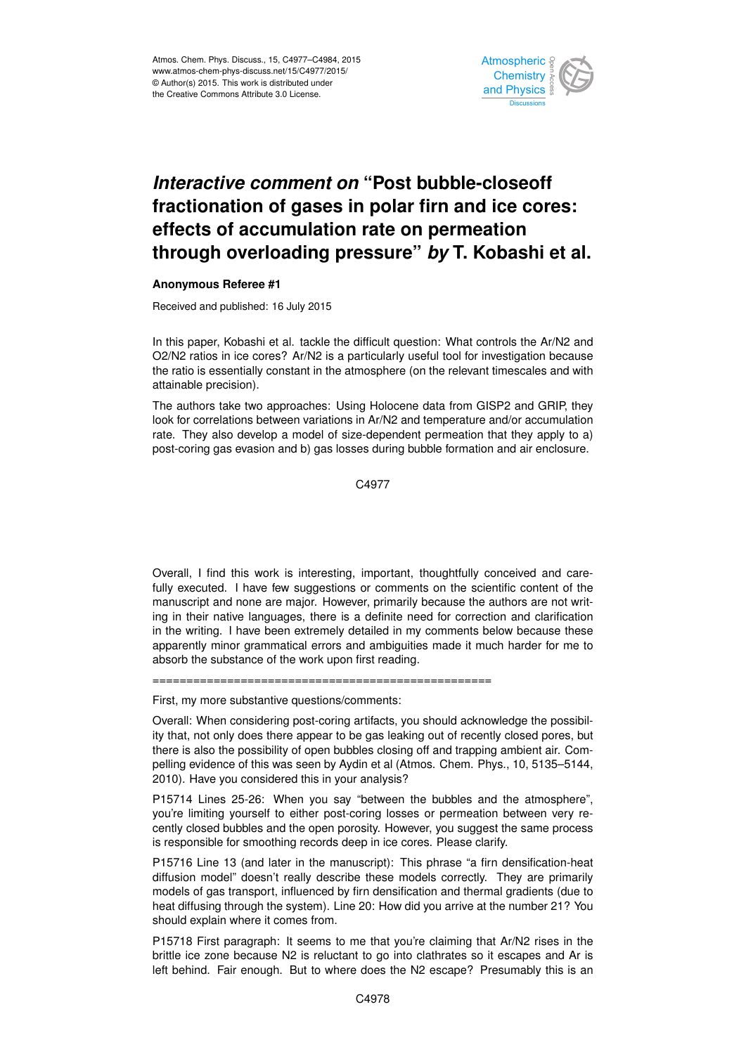# *Interactive comment on* "Post bubble-closeoff fractionation of gases in polar firn and ice cores: effects of accumulation rate on permeation through overloading pressure" *by* T. Kobashi et al.

**Anonymous Referee #1**

Received and published: 16 July 2015

In this paper, Kobashi et al. tackle the difficult question: What controls the Ar/N2 and O2/N2 ratios in ice cores? Ar/N2 is a particularly useful tool for investigation because the ratio is essentially constant in the atmosphere (on the relevant timescales and with attainable precision).

The authors take two approaches: Using Holocene data from GISP2 and GRIP, they look for correlations between variations in Ar/N2 and temperature and/or accumulation rate. They also develop a model of size-dependent permeation that they apply to a) post-coring gas evasion and b) gas losses during bubble formation and air enclosure.

Overall, I find this work is interesting, important, thoughtfully conceived and carefully executed. I have few suggestions or comments on the scientific content of the manuscript and none are major. However, primarily because the authors are not writing in their native languages, there is a definite need for correction and clarification in the writing. I have been extremely detailed in my comments below because these apparently minor grammatical errors and ambiguities made it much harder for me to absorb the substance of the work upon first reading.

==================================================

First, my more substantive questions/comments:

Overall: When considering post-coring artifacts, you should acknowledge the possibility that, not only does there appear to be gas leaking out of recently closed pores, but there is also the possibility of open bubbles closing off and trapping ambient air. Compelling evidence of this was seen by Aydin et al (Atmos. Chem. Phys., 10, 5135–5144, 2010). Have you considered this in your analysis?

P15714 Lines 25-26: When you say "between the bubbles and the atmosphere", you're limiting yourself to either post-coring losses or permeation between very recently closed bubbles and the open porosity. However, you suggest the same process is responsible for smoothing records deep in ice cores. Please clarify.

P15716 Line 13 (and later in the manuscript): This phrase "a firn densification-heat diffusion model" doesn't really describe these models correctly. They are primarily models of gas transport, influenced by firn densification and thermal gradients (due to heat diffusing through the system). Line 20: How did you arrive at the number 21? You should explain where it comes from.

P15718 First paragraph: It seems to me that you're claiming that Ar/N2 rises in the brittle ice zone because N2 is reluctant to go into clathrates so it escapes and Ar is left behind. Fair enough. But to where does the N2 escape? Presumably this is an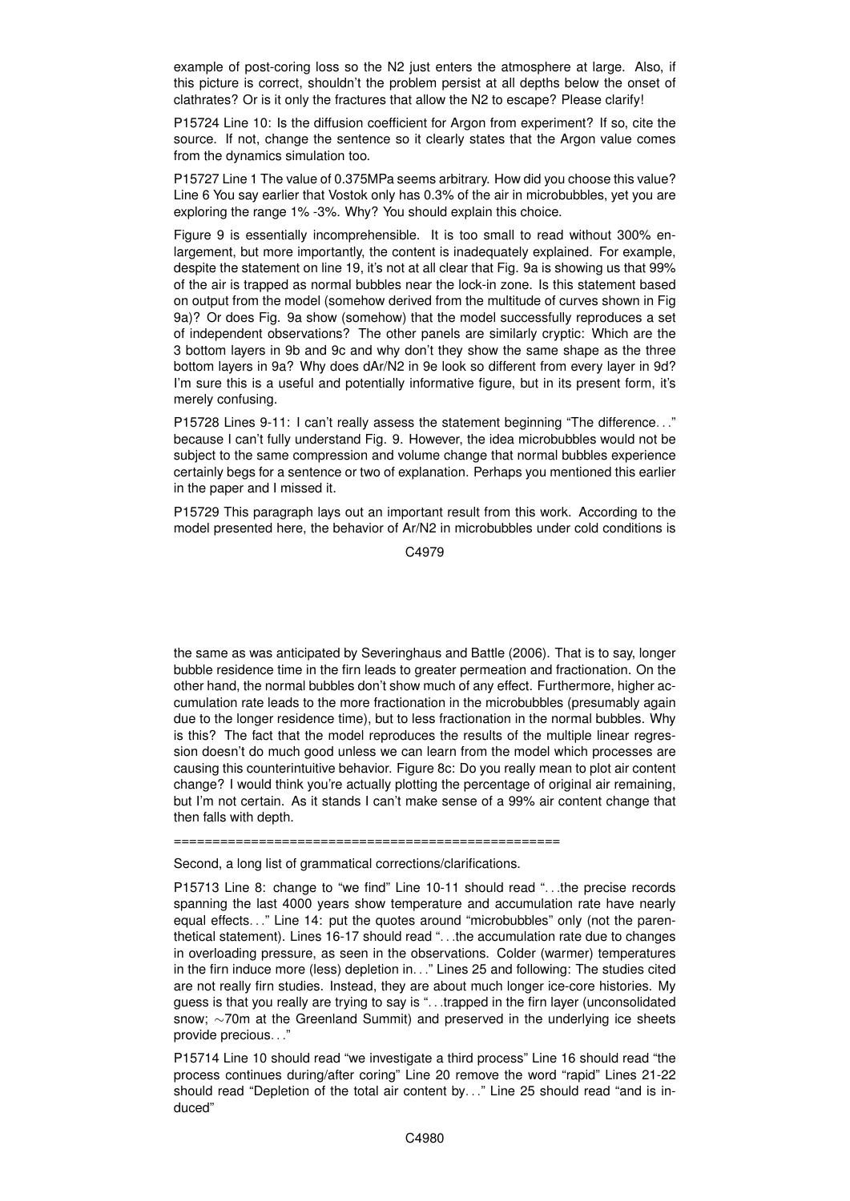example of post-coring loss so the N2 just enters the atmosphere at large. Also, if this picture is correct, shouldn't the problem persist at all depths below the onset of clathrates? Or is it only the fractures that allow the N2 to escape? Please clarify!

P15724 Line 10: Is the diffusion coefficient for Argon from experiment? If so, cite the source. If not, change the sentence so it clearly states that the Argon value comes from the dynamics simulation too.

P15727 Line 1 The value of 0.375MPa seems arbitrary. How did you choose this value? Line 6 You say earlier that Vostok only has 0.3% of the air in microbubbles, yet you are exploring the range 1% -3%. Why? You should explain this choice.

Figure 9 is essentially incomprehensible. It is too small to read without 300% enlargement, but more importantly, the content is inadequately explained. For example, despite the statement on line 19, it's not at all clear that Fig. 9a is showing us that 99% of the air is trapped as normal bubbles near the lock-in zone. Is this statement based on output from the model (somehow derived from the multitude of curves shown in Fig 9a)? Or does Fig. 9a show (somehow) that the model successfully reproduces a set of independent observations? The other panels are similarly cryptic: Which are the 3 bottom layers in 9b and 9c and why don't they show the same shape as the three bottom layers in 9a? Why does dAr/N2 in 9e look so different from every layer in 9d? I'm sure this is a useful and potentially informative figure, but in its present form, it's merely confusing.

P15728 Lines 9-11: I can't really assess the statement beginning "The difference…" because I can't fully understand Fig. 9. However, the idea microbubbles would not be subject to the same compression and volume change that normal bubbles experience certainly begs for a sentence or two of explanation. Perhaps you mentioned this earlier in the paper and I missed it.

P15729 This paragraph lays out an important result from this work. According to the model presented here, the behavior of Ar/N2 in microbubbles under cold conditions is the same as was anticipated by Severinghaus and Battle (2006). That is to say, longer bubble residence time in the firn leads to greater permeation and fractionation. On the other hand, the normal bubbles don't show much of any effect. Furthermore, higher accumulation rate leads to the more fractionation in the microbubbles (presumably again due to the longer residence time), but to less fractionation in the normal bubbles. Why is this? The fact that the model reproduces the results of the multiple linear regression doesn't do much good unless we can learn from the model which processes are causing this counterintuitive behavior. Figure 8c: Do you really mean to plot air content change? I would think you're actually plotting the percentage of original air remaining, but I'm not certain. As it stands I can't make sense of a 99% air content change that then falls with depth.

================================================

Second, a long list of grammatical corrections/clarifications.

P15713 Line 8: change to "we find" Line 10-11 should read "…the precise records spanning the last 4000 years show temperature and accumulation rate have nearly equal effects…" Line 14: put the quotes around "microbubbles" only (not the parenthetical statement). Lines 16-17 should read "…the accumulation rate due to changes in overloading pressure, as seen in the observations. Colder (warmer) temperatures in the firn induce more (less) depletion in…" Lines 25 and following: The studies cited are not really firn studies. Instead, they are about much longer ice-core histories. My guess is that you really are trying to say is "…trapped in the firn layer (unconsolidated snow; ∼70m at the Greenland Summit) and preserved in the underlying ice sheets provide precious…"

P15714 Line 10 should read "we investigate a third process" Line 16 should read "the process continues during/after coring" Line 20 remove the word "rapid" Lines 21-22 should read "Depletion of the total air content by…" Line 25 should read "and is induced"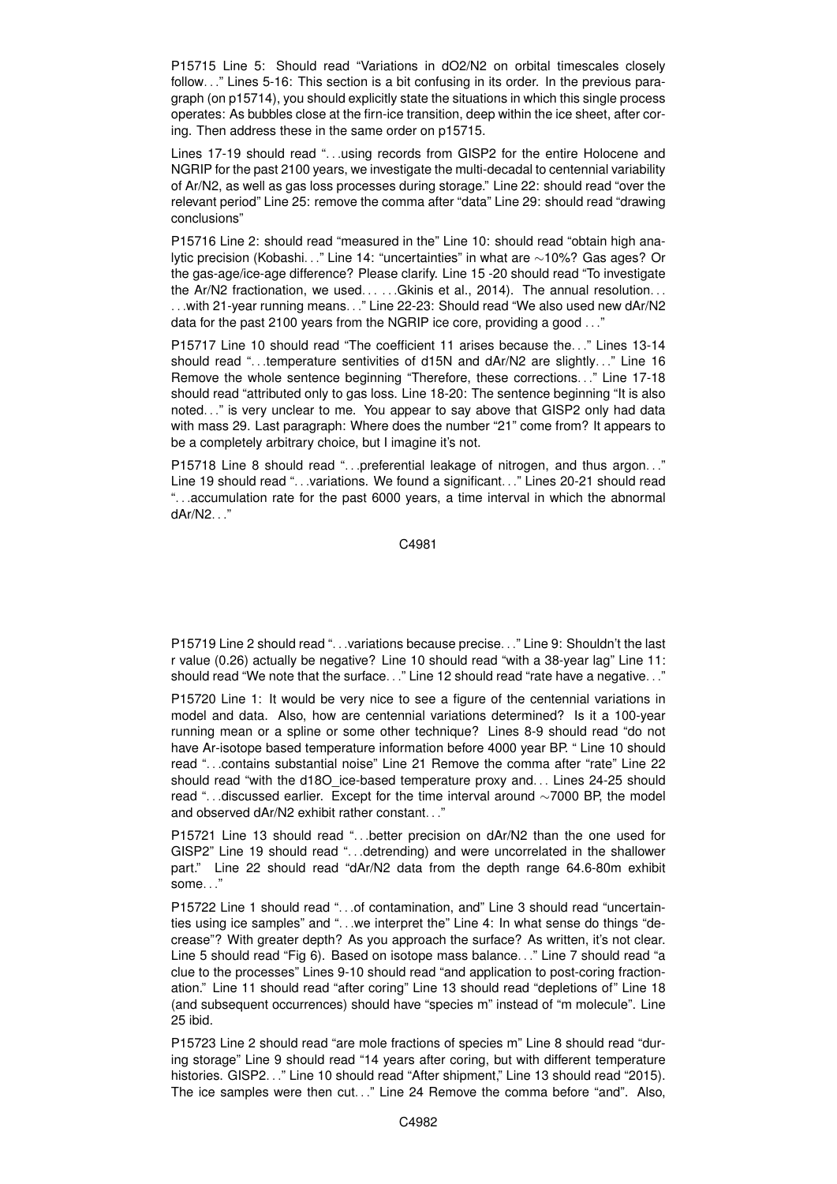P15715 Line 5: Should read "Variations in dO2/N2 on orbital timescales closely follow..." Lines 5-16: This section is a bit confusing in its order. In the previous paragraph (on p15714), you should explicitly state the situations in which this single process operates: As bubbles close at the firn-ice transition, deep within the ice sheet, after coring. Then address these in the same order on p15715.

Lines 17-19 should read "...using records from GISP2 for the entire Holocene and NGRIP for the past 2100 years, we investigate the multi-decadal to centennial variability of Ar/N2, as well as gas loss processes during storage." Line 22: should read "over the relevant period" Line 25: remove the comma after "data" Line 29: should read "drawing conclusions"

P15716 Line 2: should read "measured in the" Line 10: should read "obtain high analytic precision (Kobashi..." Line 14: "uncertainties" in what are ∼10%? Gas ages? Or the gas-age/ice-age difference? Please clarify. Line 15 -20 should read "To investigate the Ar/N2 fractionation, we used... ...Gkinis et al., 2014). The annual resolution... ...with 21-year running means..." Line 22-23: Should read "We also used new dAr/N2 data for the past 2100 years from the NGRIP ice core, providing a good ..."

P15717 Line 10 should read "The coefficient 11 arises because the..." Lines 13-14 should read "...temperature sentivities of d15N and dAr/N2 are slightly..." Line 16 Remove the whole sentence beginning "Therefore, these corrections..." Line 17-18 should read "attributed only to gas loss. Line 18-20: The sentence beginning "It is also noted..." is very unclear to me. You appear to say above that GISP2 only had data with mass 29. Last paragraph: Where does the number "21" come from? It appears to be a completely arbitrary choice, but I imagine it's not.

P15718 Line 8 should read "...preferential leakage of nitrogen, and thus argon..." Line 19 should read "...variations. We found a significant..." Lines 20-21 should read "...accumulation rate for the past 6000 years, a time interval in which the abnormal dAr/N2..."

P15719 Line 2 should read "...variations because precise..." Line 9: Shouldn't the last r value (0.26) actually be negative? Line 10 should read "with a 38-year lag" Line 11: should read "We note that the surface..." Line 12 should read "rate have a negative..."

P15720 Line 1: It would be very nice to see a figure of the centennial variations in model and data. Also, how are centennial variations determined? Is it a 100-year running mean or a spline or some other technique? Lines 8-9 should read "do not have Ar-isotope based temperature information before 4000 year BP. " Line 10 should read "...contains substantial noise" Line 21 Remove the comma after "rate" Line 22 should read "with the d18O_ice-based temperature proxy and... Lines 24-25 should read "...discussed earlier. Except for the time interval around ∼7000 BP, the model and observed dAr/N2 exhibit rather constant..."

P15721 Line 13 should read "...better precision on dAr/N2 than the one used for GISP2" Line 19 should read "...detrending) and were uncorrelated in the shallower part." Line 22 should read "dAr/N2 data from the depth range 64.6-80m exhibit some..."

P15722 Line 1 should read "...of contamination, and" Line 3 should read "uncertainties using ice samples" and "...we interpret the" Line 4: In what sense do things "decrease"? With greater depth? As you approach the surface? As written, it's not clear. Line 5 should read "Fig 6). Based on isotope mass balance..." Line 7 should read "a clue to the processes" Lines 9-10 should read "and application to post-coring fractionation." Line 11 should read "after coring" Line 13 should read "depletions of" Line 18 (and subsequent occurrences) should have "species m" instead of "m molecule". Line 25 ibid.

P15723 Line 2 should read "are mole fractions of species m" Line 8 should read "during storage" Line 9 should read "14 years after coring, but with different temperature histories. GISP2..." Line 10 should read "After shipment," Line 13 should read "2015). The ice samples were then cut..." Line 24 Remove the comma before "and". Also,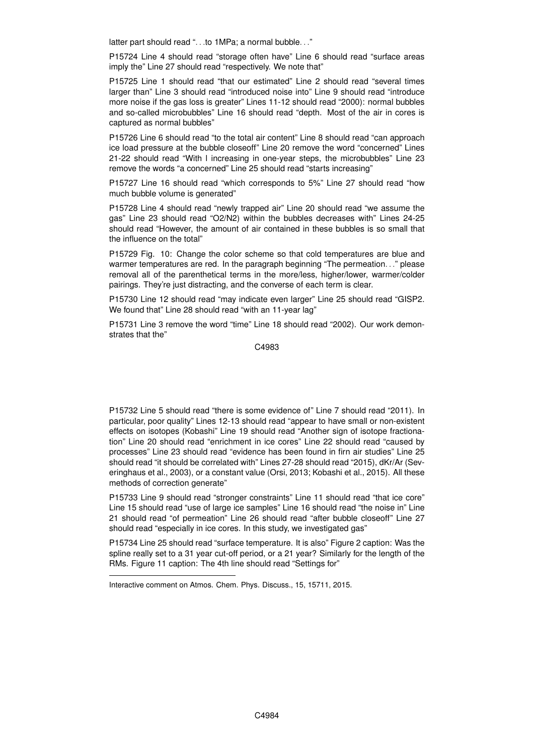latter part should read "…to 1MPa; a normal bubble…"

P15724 Line 4 should read "storage often have" Line 6 should read "surface areas imply the" Line 27 should read "respectively. We note that"

P15725 Line 1 should read "that our estimated" Line 2 should read "several times larger than" Line 3 should read "introduced noise into" Line 9 should read "introduce more noise if the gas loss is greater" Lines 11-12 should read "2000): normal bubbles and so-called microbubbles" Line 16 should read "depth. Most of the air in cores is captured as normal bubbles"

P15726 Line 6 should read "to the total air content" Line 8 should read "can approach ice load pressure at the bubble closeoff" Line 20 remove the word "concerned" Lines 21-22 should read "With l increasing in one-year steps, the microbubbles" Line 23 remove the words "a concerned" Line 25 should read "starts increasing"

P15727 Line 16 should read "which corresponds to 5%" Line 27 should read "how much bubble volume is generated"

P15728 Line 4 should read "newly trapped air" Line 20 should read "we assume the gas" Line 23 should read "O2/N2) within the bubbles decreases with" Lines 24-25 should read "However, the amount of air contained in these bubbles is so small that the influence on the total"

P15729 Fig. 10: Change the color scheme so that cold temperatures are blue and warmer temperatures are red. In the paragraph beginning "The permeation…" please removal all of the parenthetical terms in the more/less, higher/lower, warmer/colder pairings. They're just distracting, and the converse of each term is clear.

P15730 Line 12 should read "may indicate even larger" Line 25 should read "GISP2. We found that" Line 28 should read "with an 11-year lag"

P15731 Line 3 remove the word "time" Line 18 should read "2002). Our work demonstrates that the"

P15732 Line 5 should read "there is some evidence of" Line 7 should read "2011). In particular, poor quality" Lines 12-13 should read "appear to have small or non-existent effects on isotopes (Kobashi" Line 19 should read "Another sign of isotope fractionation" Line 20 should read "enrichment in ice cores" Line 22 should read "caused by processes" Line 23 should read "evidence has been found in firn air studies" Line 25 should read "it should be correlated with" Lines 27-28 should read "2015), dKr/Ar (Severinghaus et al., 2003), or a constant value (Orsi, 2013; Kobashi et al., 2015). All these methods of correction generate"

P15733 Line 9 should read "stronger constraints" Line 11 should read "that ice core" Line 15 should read "use of large ice samples" Line 16 should read "the noise in" Line 21 should read "of permeation" Line 26 should read "after bubble closeoff" Line 27 should read "especially in ice cores. In this study, we investigated gas"

P15734 Line 25 should read "surface temperature. It is also" Figure 2 caption: Was the spline really set to a 31 year cut-off period, or a 21 year? Similarly for the length of the RMs. Figure 11 caption: The 4th line should read "Settings for"

---

Interactive comment on Atmos. Chem. Phys. Discuss., 15, 15711, 2015.